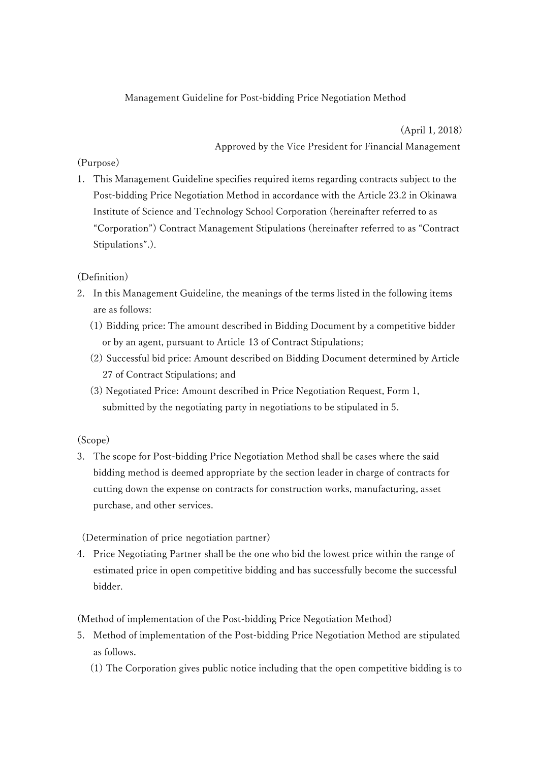# Management Guideline for Post-bidding Price Negotiation Method

(April 1, 2018)
Approved by the Vice President for Financial Management

(Purpose)

1. This Management Guideline specifies required items regarding contracts subject to the Post-bidding Price Negotiation Method in accordance with the Article 23.2 in Okinawa Institute of Science and Technology School Corporation (hereinafter referred to as "Corporation") Contract Management Stipulations (hereinafter referred to as "Contract Stipulations".).

(Definition)

2. In this Management Guideline, the meanings of the terms listed in the following items are as follows:
   (1) Bidding price: The amount described in Bidding Document by a competitive bidder or by an agent, pursuant to Article 13 of Contract Stipulations;
   (2) Successful bid price: Amount described on Bidding Document determined by Article 27 of Contract Stipulations; and
   (3) Negotiated Price: Amount described in Price Negotiation Request, Form 1, submitted by the negotiating party in negotiations to be stipulated in 5.

(Scope)

3. The scope for Post-bidding Price Negotiation Method shall be cases where the said bidding method is deemed appropriate by the section leader in charge of contracts for cutting down the expense on contracts for construction works, manufacturing, asset purchase, and other services.

(Determination of price negotiation partner)

4. Price Negotiating Partner shall be the one who bid the lowest price within the range of estimated price in open competitive bidding and has successfully become the successful bidder.

(Method of implementation of the Post-bidding Price Negotiation Method)

5. Method of implementation of the Post-bidding Price Negotiation Method are stipulated as follows.
   (1) The Corporation gives public notice including that the open competitive bidding is to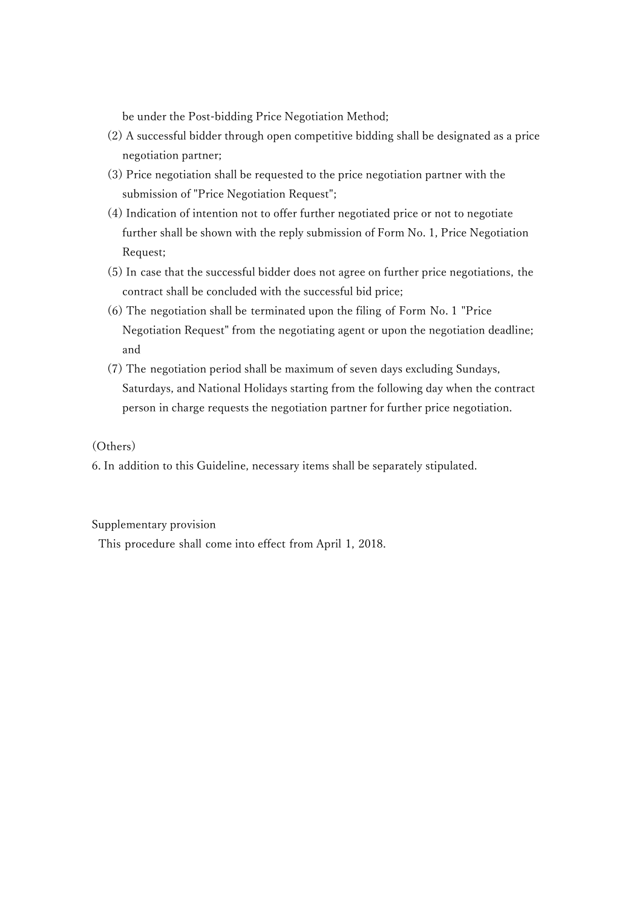be under the Post-bidding Price Negotiation Method;

(2) A successful bidder through open competitive bidding shall be designated as a price negotiation partner;

(3) Price negotiation shall be requested to the price negotiation partner with the submission of "Price Negotiation Request";

(4) Indication of intention not to offer further negotiated price or not to negotiate further shall be shown with the reply submission of Form No. 1, Price Negotiation Request;

(5) In case that the successful bidder does not agree on further price negotiations, the contract shall be concluded with the successful bid price;

(6) The negotiation shall be terminated upon the filing of Form No. 1 "Price Negotiation Request" from the negotiating agent or upon the negotiation deadline; and

(7) The negotiation period shall be maximum of seven days excluding Sundays, Saturdays, and National Holidays starting from the following day when the contract person in charge requests the negotiation partner for further price negotiation.

(Others)

6. In addition to this Guideline, necessary items shall be separately stipulated.

Supplementary provision

This procedure shall come into effect from April 1, 2018.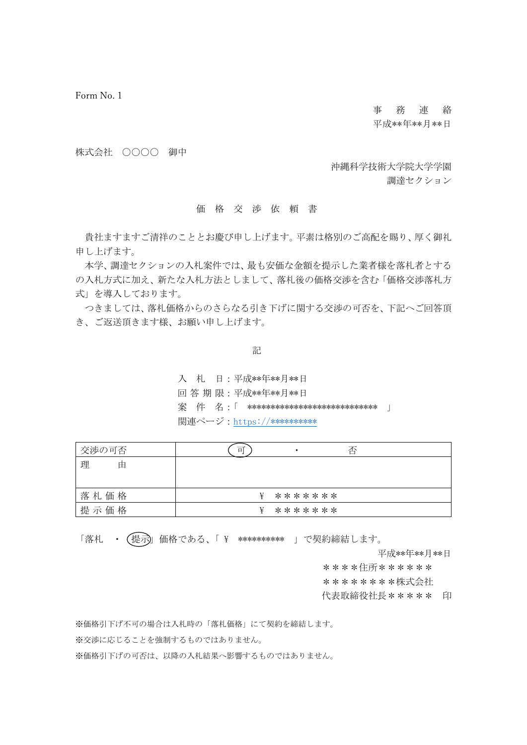Form No. 1

事　務　連　絡
平成**年**月**日

株式会社　○○○○　御中

沖縄科学技術大学院大学学園
調達セクション

# 価　格　交　渉　依　頼　書

貴社ますますご清祥のこととお慶び申し上げます。平素は格別のご高配を賜り、厚く御礼申し上げます。

本学、調達セクションの入札案件では、最も安価な金額を提示した業者様を落札者とするの入札方式に加え、新たな入札方法としまして、落札後の価格交渉を含む「価格交渉落札方式」を導入しております。

つきましては、落札価格からのさらなる引き下げに関する交渉の可否を、下記へご回答頂き、ご返送頂きます様、お願い申し上げます。

記

入　札　日：平成**年**月**日
回 答 期 限：平成**年**月**日
案　件　名：「　****************************　」
関連ページ：https://**********

| | |
|---|---|
| 交渉の可否 | (可)　・　否 |
| 理　　由 | |
| 落 札 価 格 | ￥　******* |
| 提 示 価 格 | ￥　******* |

「落札　・　(提示)」価格である、「 ￥　**********　」で契約締結します。

平成**年**月**日
****住所******
********株式会社
代表取締役社長*****　印

※価格引下げ不可の場合は入札時の「落札価格」にて契約を締結します。

※交渉に応じることを強制するものではありません。

※価格引下げの可否は、以降の入札結果へ影響するものではありません。